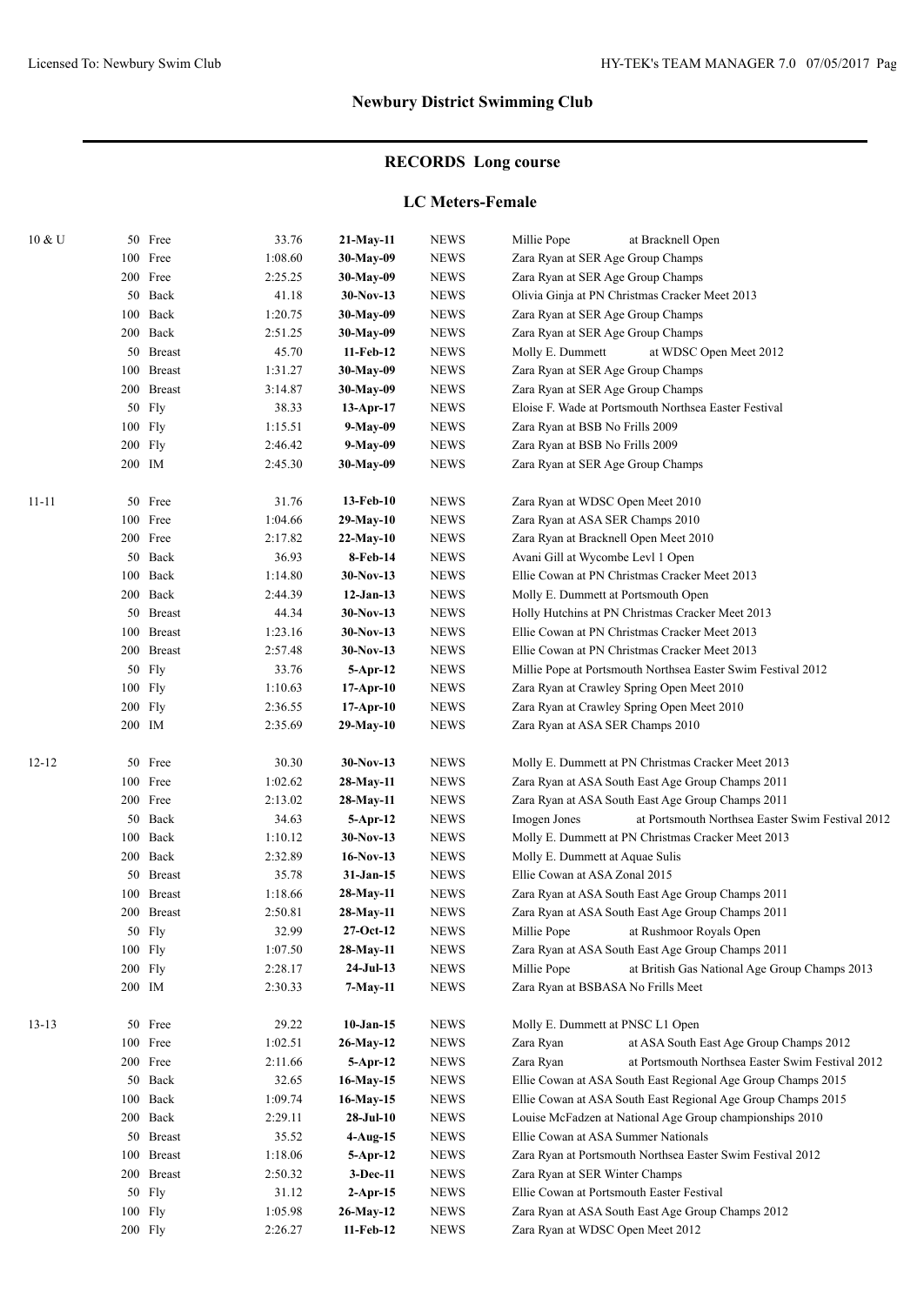## Newbury District Swimming Club

### RECORDS Long course

### LC Meters-Female

| Age | Event | Time | Date | Type | Swimmer / Meet |
|---|---|---|---|---|---|
| 10 & U | 50 Free | 33.76 | **21-May-11** | NEWS | Millie Pope at Bracknell Open |
| | 100 Free | 1:08.60 | **30-May-09** | NEWS | Zara Ryan at SER Age Group Champs |
| | 200 Free | 2:25.25 | **30-May-09** | NEWS | Zara Ryan at SER Age Group Champs |
| | 50 Back | 41.18 | **30-Nov-13** | NEWS | Olivia Ginja at PN Christmas Cracker Meet 2013 |
| | 100 Back | 1:20.75 | **30-May-09** | NEWS | Zara Ryan at SER Age Group Champs |
| | 200 Back | 2:51.25 | **30-May-09** | NEWS | Zara Ryan at SER Age Group Champs |
| | 50 Breast | 45.70 | **11-Feb-12** | NEWS | Molly E. Dummett at WDSC Open Meet 2012 |
| | 100 Breast | 1:31.27 | **30-May-09** | NEWS | Zara Ryan at SER Age Group Champs |
| | 200 Breast | 3:14.87 | **30-May-09** | NEWS | Zara Ryan at SER Age Group Champs |
| | 50 Fly | 38.33 | **13-Apr-17** | NEWS | Eloise F. Wade at Portsmouth Northsea Easter Festival |
| | 100 Fly | 1:15.51 | **9-May-09** | NEWS | Zara Ryan at BSB No Frills 2009 |
| | 200 Fly | 2:46.42 | **9-May-09** | NEWS | Zara Ryan at BSB No Frills 2009 |
| | 200 IM | 2:45.30 | **30-May-09** | NEWS | Zara Ryan at SER Age Group Champs |
| 11-11 | 50 Free | 31.76 | **13-Feb-10** | NEWS | Zara Ryan at WDSC Open Meet 2010 |
| | 100 Free | 1:04.66 | **29-May-10** | NEWS | Zara Ryan at ASA SER Champs 2010 |
| | 200 Free | 2:17.82 | **22-May-10** | NEWS | Zara Ryan at Bracknell Open Meet 2010 |
| | 50 Back | 36.93 | **8-Feb-14** | NEWS | Avani Gill at Wycombe Levl 1 Open |
| | 100 Back | 1:14.80 | **30-Nov-13** | NEWS | Ellie Cowan at PN Christmas Cracker Meet 2013 |
| | 200 Back | 2:44.39 | **12-Jan-13** | NEWS | Molly E. Dummett at Portsmouth Open |
| | 50 Breast | 44.34 | **30-Nov-13** | NEWS | Holly Hutchins at PN Christmas Cracker Meet 2013 |
| | 100 Breast | 1:23.16 | **30-Nov-13** | NEWS | Ellie Cowan at PN Christmas Cracker Meet 2013 |
| | 200 Breast | 2:57.48 | **30-Nov-13** | NEWS | Ellie Cowan at PN Christmas Cracker Meet 2013 |
| | 50 Fly | 33.76 | **5-Apr-12** | NEWS | Millie Pope at Portsmouth Northsea Easter Swim Festival 2012 |
| | 100 Fly | 1:10.63 | **17-Apr-10** | NEWS | Zara Ryan at Crawley Spring Open Meet 2010 |
| | 200 Fly | 2:36.55 | **17-Apr-10** | NEWS | Zara Ryan at Crawley Spring Open Meet 2010 |
| | 200 IM | 2:35.69 | **29-May-10** | NEWS | Zara Ryan at ASA SER Champs 2010 |
| 12-12 | 50 Free | 30.30 | **30-Nov-13** | NEWS | Molly E. Dummett at PN Christmas Cracker Meet 2013 |
| | 100 Free | 1:02.62 | **28-May-11** | NEWS | Zara Ryan at ASA South East Age Group Champs 2011 |
| | 200 Free | 2:13.02 | **28-May-11** | NEWS | Zara Ryan at ASA South East Age Group Champs 2011 |
| | 50 Back | 34.63 | **5-Apr-12** | NEWS | Imogen Jones at Portsmouth Northsea Easter Swim Festival 2012 |
| | 100 Back | 1:10.12 | **30-Nov-13** | NEWS | Molly E. Dummett at PN Christmas Cracker Meet 2013 |
| | 200 Back | 2:32.89 | **16-Nov-13** | NEWS | Molly E. Dummett at Aquae Sulis |
| | 50 Breast | 35.78 | **31-Jan-15** | NEWS | Ellie Cowan at ASA Zonal 2015 |
| | 100 Breast | 1:18.66 | **28-May-11** | NEWS | Zara Ryan at ASA South East Age Group Champs 2011 |
| | 200 Breast | 2:50.81 | **28-May-11** | NEWS | Zara Ryan at ASA South East Age Group Champs 2011 |
| | 50 Fly | 32.99 | **27-Oct-12** | NEWS | Millie Pope at Rushmoor Royals Open |
| | 100 Fly | 1:07.50 | **28-May-11** | NEWS | Zara Ryan at ASA South East Age Group Champs 2011 |
| | 200 Fly | 2:28.17 | **24-Jul-13** | NEWS | Millie Pope at British Gas National Age Group Champs 2013 |
| | 200 IM | 2:30.33 | **7-May-11** | NEWS | Zara Ryan at BSBASA No Frills Meet |
| 13-13 | 50 Free | 29.22 | **10-Jan-15** | NEWS | Molly E. Dummett at PNSC L1 Open |
| | 100 Free | 1:02.51 | **26-May-12** | NEWS | Zara Ryan at ASA South East Age Group Champs 2012 |
| | 200 Free | 2:11.66 | **5-Apr-12** | NEWS | Zara Ryan at Portsmouth Northsea Easter Swim Festival 2012 |
| | 50 Back | 32.65 | **16-May-15** | NEWS | Ellie Cowan at ASA South East Regional Age Group Champs 2015 |
| | 100 Back | 1:09.74 | **16-May-15** | NEWS | Ellie Cowan at ASA South East Regional Age Group Champs 2015 |
| | 200 Back | 2:29.11 | **28-Jul-10** | NEWS | Louise McFadzen at National Age Group championships 2010 |
| | 50 Breast | 35.52 | **4-Aug-15** | NEWS | Ellie Cowan at ASA Summer Nationals |
| | 100 Breast | 1:18.06 | **5-Apr-12** | NEWS | Zara Ryan at Portsmouth Northsea Easter Swim Festival 2012 |
| | 200 Breast | 2:50.32 | **3-Dec-11** | NEWS | Zara Ryan at SER Winter Champs |
| | 50 Fly | 31.12 | **2-Apr-15** | NEWS | Ellie Cowan at Portsmouth Easter Festival |
| | 100 Fly | 1:05.98 | **26-May-12** | NEWS | Zara Ryan at ASA South East Age Group Champs 2012 |
| | 200 Fly | 2:26.27 | **11-Feb-12** | NEWS | Zara Ryan at WDSC Open Meet 2012 |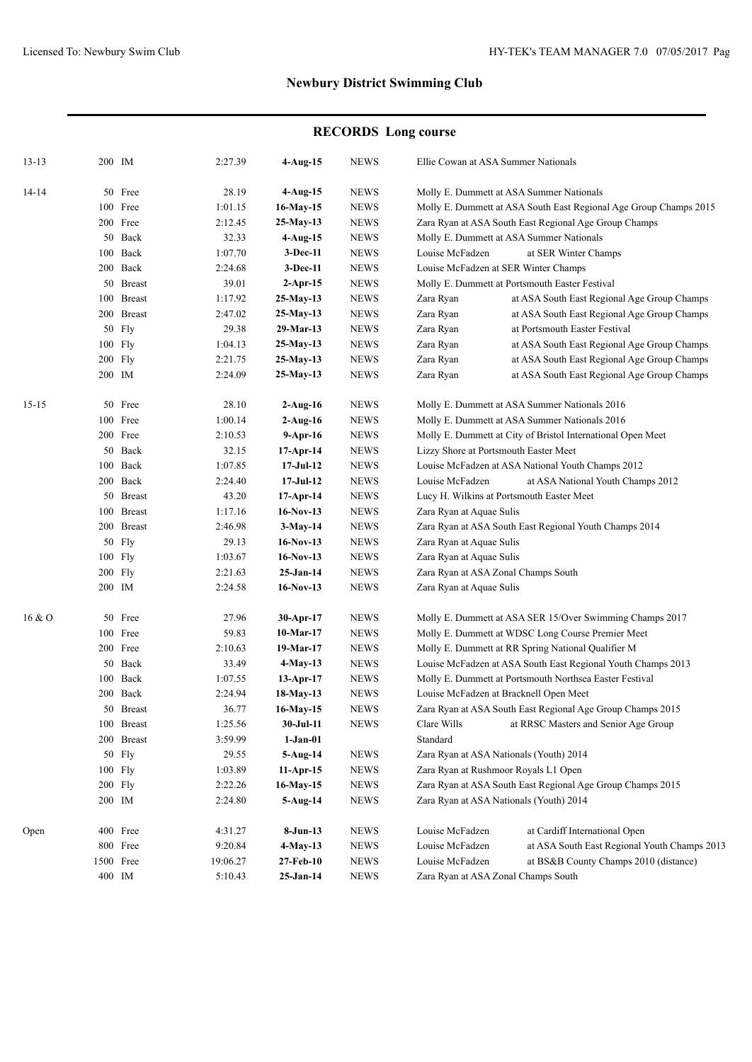# Newbury District Swimming Club

## RECORDS Long course

| Age | Event | Time | Date | Code | Swimmer / Meet |
|---|---|---|---|---|---|
| 13-13 | 200 IM | 2:27.39 | **4-Aug-15** | NEWS | Ellie Cowan at ASA Summer Nationals |
| 14-14 | 50 Free | 28.19 | **4-Aug-15** | NEWS | Molly E. Dummett at ASA Summer Nationals |
| | 100 Free | 1:01.15 | **16-May-15** | NEWS | Molly E. Dummett at ASA South East Regional Age Group Champs 2015 |
| | 200 Free | 2:12.45 | **25-May-13** | NEWS | Zara Ryan at ASA South East Regional Age Group Champs |
| | 50 Back | 32.33 | **4-Aug-15** | NEWS | Molly E. Dummett at ASA Summer Nationals |
| | 100 Back | 1:07.70 | **3-Dec-11** | NEWS | Louise McFadzen at SER Winter Champs |
| | 200 Back | 2:24.68 | **3-Dec-11** | NEWS | Louise McFadzen at SER Winter Champs |
| | 50 Breast | 39.01 | **2-Apr-15** | NEWS | Molly E. Dummett at Portsmouth Easter Festival |
| | 100 Breast | 1:17.92 | **25-May-13** | NEWS | Zara Ryan at ASA South East Regional Age Group Champs |
| | 200 Breast | 2:47.02 | **25-May-13** | NEWS | Zara Ryan at ASA South East Regional Age Group Champs |
| | 50 Fly | 29.38 | **29-Mar-13** | NEWS | Zara Ryan at Portsmouth Easter Festival |
| | 100 Fly | 1:04.13 | **25-May-13** | NEWS | Zara Ryan at ASA South East Regional Age Group Champs |
| | 200 Fly | 2:21.75 | **25-May-13** | NEWS | Zara Ryan at ASA South East Regional Age Group Champs |
| | 200 IM | 2:24.09 | **25-May-13** | NEWS | Zara Ryan at ASA South East Regional Age Group Champs |
| 15-15 | 50 Free | 28.10 | **2-Aug-16** | NEWS | Molly E. Dummett at ASA Summer Nationals 2016 |
| | 100 Free | 1:00.14 | **2-Aug-16** | NEWS | Molly E. Dummett at ASA Summer Nationals 2016 |
| | 200 Free | 2:10.53 | **9-Apr-16** | NEWS | Molly E. Dummett at City of Bristol International Open Meet |
| | 50 Back | 32.15 | **17-Apr-14** | NEWS | Lizzy Shore at Portsmouth Easter Meet |
| | 100 Back | 1:07.85 | **17-Jul-12** | NEWS | Louise McFadzen at ASA National Youth Champs 2012 |
| | 200 Back | 2:24.40 | **17-Jul-12** | NEWS | Louise McFadzen at ASA National Youth Champs 2012 |
| | 50 Breast | 43.20 | **17-Apr-14** | NEWS | Lucy H. Wilkins at Portsmouth Easter Meet |
| | 100 Breast | 1:17.16 | **16-Nov-13** | NEWS | Zara Ryan at Aquae Sulis |
| | 200 Breast | 2:46.98 | **3-May-14** | NEWS | Zara Ryan at ASA South East Regional Youth Champs 2014 |
| | 50 Fly | 29.13 | **16-Nov-13** | NEWS | Zara Ryan at Aquae Sulis |
| | 100 Fly | 1:03.67 | **16-Nov-13** | NEWS | Zara Ryan at Aquae Sulis |
| | 200 Fly | 2:21.63 | **25-Jan-14** | NEWS | Zara Ryan at ASA Zonal Champs South |
| | 200 IM | 2:24.58 | **16-Nov-13** | NEWS | Zara Ryan at Aquae Sulis |
| 16 & O | 50 Free | 27.96 | **30-Apr-17** | NEWS | Molly E. Dummett at ASA SER 15/Over Swimming Champs 2017 |
| | 100 Free | 59.83 | **10-Mar-17** | NEWS | Molly E. Dummett at WDSC Long Course Premier Meet |
| | 200 Free | 2:10.63 | **19-Mar-17** | NEWS | Molly E. Dummett at RR Spring National Qualifier M |
| | 50 Back | 33.49 | **4-May-13** | NEWS | Louise McFadzen at ASA South East Regional Youth Champs 2013 |
| | 100 Back | 1:07.55 | **13-Apr-17** | NEWS | Molly E. Dummett at Portsmouth Northsea Easter Festival |
| | 200 Back | 2:24.94 | **18-May-13** | NEWS | Louise McFadzen at Bracknell Open Meet |
| | 50 Breast | 36.77 | **16-May-15** | NEWS | Zara Ryan at ASA South East Regional Age Group Champs 2015 |
| | 100 Breast | 1:25.56 | **30-Jul-11** | NEWS | Clare Wills at RRSC Masters and Senior Age Group |
| | 200 Breast | 3:59.99 | **1-Jan-01** | | Standard |
| | 50 Fly | 29.55 | **5-Aug-14** | NEWS | Zara Ryan at ASA Nationals (Youth) 2014 |
| | 100 Fly | 1:03.89 | **11-Apr-15** | NEWS | Zara Ryan at Rushmoor Royals L1 Open |
| | 200 Fly | 2:22.26 | **16-May-15** | NEWS | Zara Ryan at ASA South East Regional Age Group Champs 2015 |
| | 200 IM | 2:24.80 | **5-Aug-14** | NEWS | Zara Ryan at ASA Nationals (Youth) 2014 |
| Open | 400 Free | 4:31.27 | **8-Jun-13** | NEWS | Louise McFadzen at Cardiff International Open |
| | 800 Free | 9:20.84 | **4-May-13** | NEWS | Louise McFadzen at ASA South East Regional Youth Champs 2013 |
| | 1500 Free | 19:06.27 | **27-Feb-10** | NEWS | Louise McFadzen at BS&B County Champs 2010 (distance) |
| | 400 IM | 5:10.43 | **25-Jan-14** | NEWS | Zara Ryan at ASA Zonal Champs South |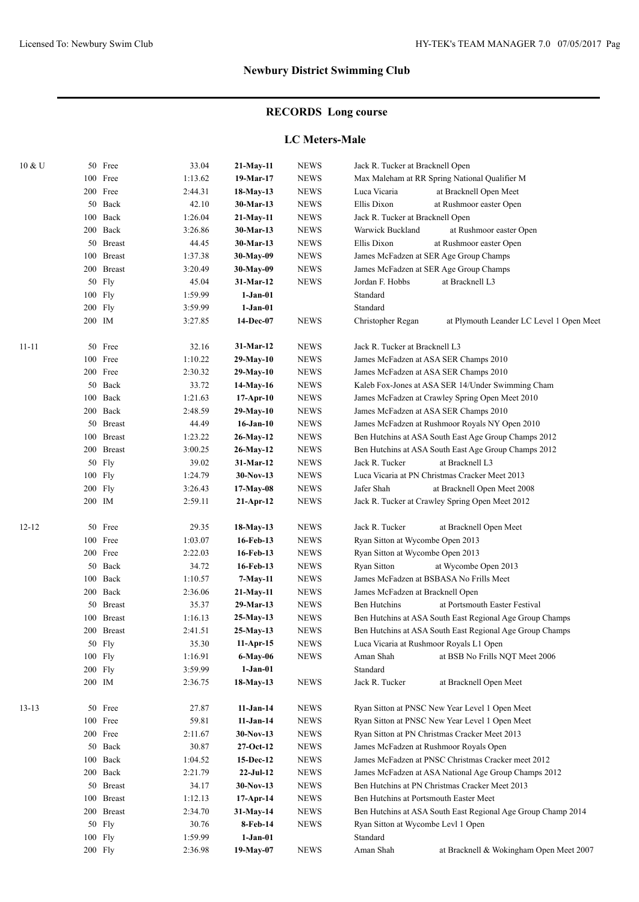## Newbury District Swimming Club

## RECORDS Long course

### LC Meters-Male

| Age | Event | Time | Date | Team | Swimmer / Meet |
|---|---|---|---|---|---|
| 10 & U | 50 Free | 33.04 | **21-May-11** | NEWS | Jack R. Tucker at Bracknell Open |
| | 100 Free | 1:13.62 | **19-Mar-17** | NEWS | Max Maleham at RR Spring National Qualifier M |
| | 200 Free | 2:44.31 | **18-May-13** | NEWS | Luca Vicaria at Bracknell Open Meet |
| | 50 Back | 42.10 | **30-Mar-13** | NEWS | Ellis Dixon at Rushmoor easter Open |
| | 100 Back | 1:26.04 | **21-May-11** | NEWS | Jack R. Tucker at Bracknell Open |
| | 200 Back | 3:26.86 | **30-Mar-13** | NEWS | Warwick Buckland at Rushmoor easter Open |
| | 50 Breast | 44.45 | **30-Mar-13** | NEWS | Ellis Dixon at Rushmoor easter Open |
| | 100 Breast | 1:37.38 | **30-May-09** | NEWS | James McFadzen at SER Age Group Champs |
| | 200 Breast | 3:20.49 | **30-May-09** | NEWS | James McFadzen at SER Age Group Champs |
| | 50 Fly | 45.04 | **31-Mar-12** | NEWS | Jordan F. Hobbs at Bracknell L3 |
| | 100 Fly | 1:59.99 | **1-Jan-01** | | Standard |
| | 200 Fly | 3:59.99 | **1-Jan-01** | | Standard |
| | 200 IM | 3:27.85 | **14-Dec-07** | NEWS | Christopher Regan at Plymouth Leander LC Level 1 Open Meet |
| 11-11 | 50 Free | 32.16 | **31-Mar-12** | NEWS | Jack R. Tucker at Bracknell L3 |
| | 100 Free | 1:10.22 | **29-May-10** | NEWS | James McFadzen at ASA SER Champs 2010 |
| | 200 Free | 2:30.32 | **29-May-10** | NEWS | James McFadzen at ASA SER Champs 2010 |
| | 50 Back | 33.72 | **14-May-16** | NEWS | Kaleb Fox-Jones at ASA SER 14/Under Swimming Cham |
| | 100 Back | 1:21.63 | **17-Apr-10** | NEWS | James McFadzen at Crawley Spring Open Meet 2010 |
| | 200 Back | 2:48.59 | **29-May-10** | NEWS | James McFadzen at ASA SER Champs 2010 |
| | 50 Breast | 44.49 | **16-Jan-10** | NEWS | James McFadzen at Rushmoor Royals NY Open 2010 |
| | 100 Breast | 1:23.22 | **26-May-12** | NEWS | Ben Hutchins at ASA South East Age Group Champs 2012 |
| | 200 Breast | 3:00.25 | **26-May-12** | NEWS | Ben Hutchins at ASA South East Age Group Champs 2012 |
| | 50 Fly | 39.02 | **31-Mar-12** | NEWS | Jack R. Tucker at Bracknell L3 |
| | 100 Fly | 1:24.79 | **30-Nov-13** | NEWS | Luca Vicaria at PN Christmas Cracker Meet 2013 |
| | 200 Fly | 3:26.43 | **17-May-08** | NEWS | Jafer Shah at Bracknell Open Meet 2008 |
| | 200 IM | 2:59.11 | **21-Apr-12** | NEWS | Jack R. Tucker at Crawley Spring Open Meet 2012 |
| 12-12 | 50 Free | 29.35 | **18-May-13** | NEWS | Jack R. Tucker at Bracknell Open Meet |
| | 100 Free | 1:03.07 | **16-Feb-13** | NEWS | Ryan Sitton at Wycombe Open 2013 |
| | 200 Free | 2:22.03 | **16-Feb-13** | NEWS | Ryan Sitton at Wycombe Open 2013 |
| | 50 Back | 34.72 | **16-Feb-13** | NEWS | Ryan Sitton at Wycombe Open 2013 |
| | 100 Back | 1:10.57 | **7-May-11** | NEWS | James McFadzen at BSBASA No Frills Meet |
| | 200 Back | 2:36.06 | **21-May-11** | NEWS | James McFadzen at Bracknell Open |
| | 50 Breast | 35.37 | **29-Mar-13** | NEWS | Ben Hutchins at Portsmouth Easter Festival |
| | 100 Breast | 1:16.13 | **25-May-13** | NEWS | Ben Hutchins at ASA South East Regional Age Group Champs |
| | 200 Breast | 2:41.51 | **25-May-13** | NEWS | Ben Hutchins at ASA South East Regional Age Group Champs |
| | 50 Fly | 35.30 | **11-Apr-15** | NEWS | Luca Vicaria at Rushmoor Royals L1 Open |
| | 100 Fly | 1:16.91 | **6-May-06** | NEWS | Aman Shah at BSB No Frills NQT Meet 2006 |
| | 200 Fly | 3:59.99 | **1-Jan-01** | | Standard |
| | 200 IM | 2:36.75 | **18-May-13** | NEWS | Jack R. Tucker at Bracknell Open Meet |
| 13-13 | 50 Free | 27.87 | **11-Jan-14** | NEWS | Ryan Sitton at PNSC New Year Level 1 Open Meet |
| | 100 Free | 59.81 | **11-Jan-14** | NEWS | Ryan Sitton at PNSC New Year Level 1 Open Meet |
| | 200 Free | 2:11.67 | **30-Nov-13** | NEWS | Ryan Sitton at PN Christmas Cracker Meet 2013 |
| | 50 Back | 30.87 | **27-Oct-12** | NEWS | James McFadzen at Rushmoor Royals Open |
| | 100 Back | 1:04.52 | **15-Dec-12** | NEWS | James McFadzen at PNSC Christmas Cracker meet 2012 |
| | 200 Back | 2:21.79 | **22-Jul-12** | NEWS | James McFadzen at ASA National Age Group Champs 2012 |
| | 50 Breast | 34.17 | **30-Nov-13** | NEWS | Ben Hutchins at PN Christmas Cracker Meet 2013 |
| | 100 Breast | 1:12.13 | **17-Apr-14** | NEWS | Ben Hutchins at Portsmouth Easter Meet |
| | 200 Breast | 2:34.70 | **31-May-14** | NEWS | Ben Hutchins at ASA South East Regional Age Group Champ 2014 |
| | 50 Fly | 30.76 | **8-Feb-14** | NEWS | Ryan Sitton at Wycombe Levl 1 Open |
| | 100 Fly | 1:59.99 | **1-Jan-01** | | Standard |
| | 200 Fly | 2:36.98 | **19-May-07** | NEWS | Aman Shah at Bracknell & Wokingham Open Meet 2007 |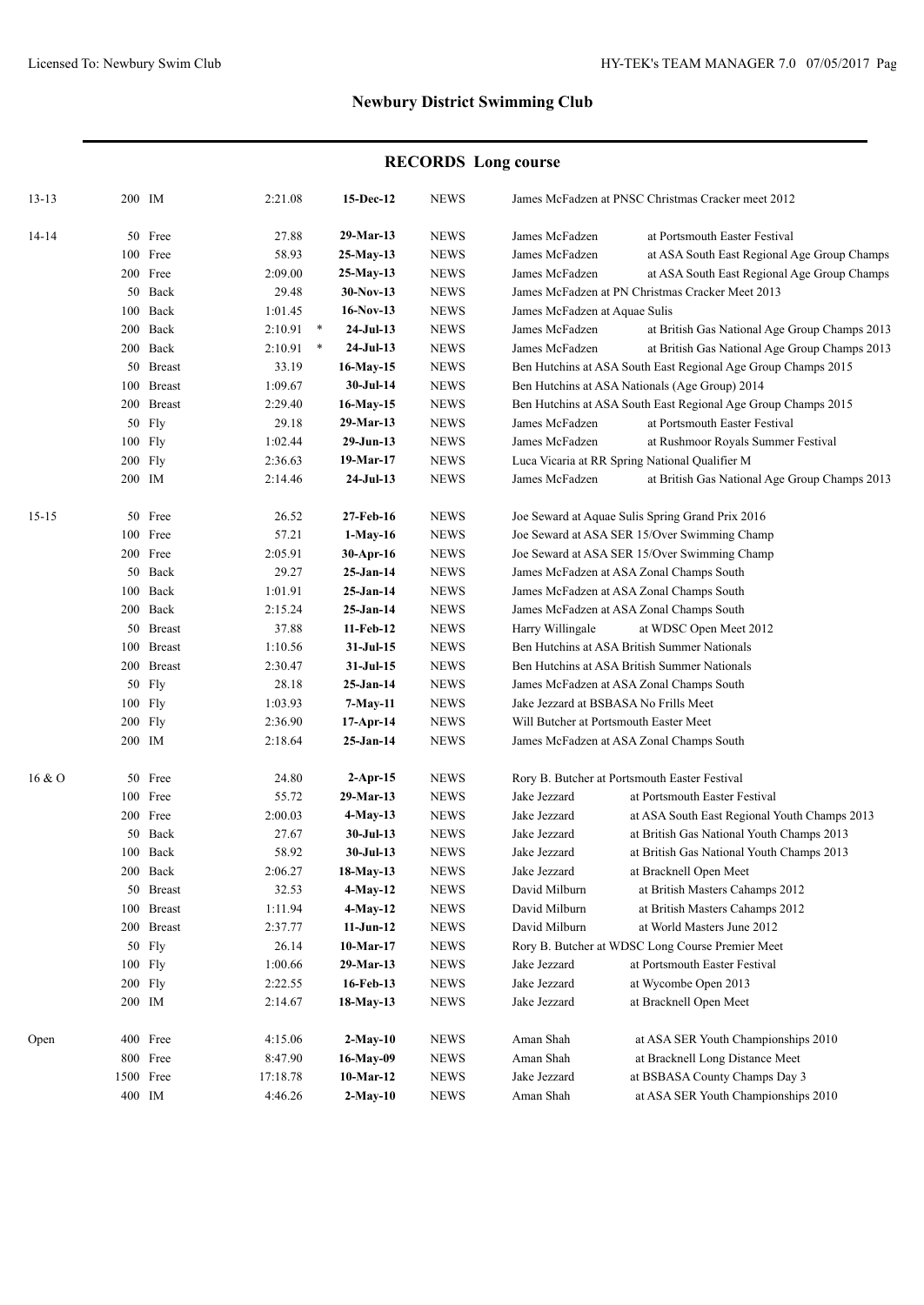## Newbury District Swimming Club

### RECORDS Long course

| | | | | | | | |
|---|---|---|---|---|---|---|---|
| 13-13 | 200 IM | 2:21.08 | | 15-Dec-12 | NEWS | James McFadzen at PNSC Christmas Cracker meet 2012 | |
| 14-14 | 50 Free | 27.88 | | 29-Mar-13 | NEWS | James McFadzen | at Portsmouth Easter Festival |
| | 100 Free | 58.93 | | 25-May-13 | NEWS | James McFadzen | at ASA South East Regional Age Group Champs |
| | 200 Free | 2:09.00 | | 25-May-13 | NEWS | James McFadzen | at ASA South East Regional Age Group Champs |
| | 50 Back | 29.48 | | 30-Nov-13 | NEWS | James McFadzen at PN Christmas Cracker Meet 2013 | |
| | 100 Back | 1:01.45 | | 16-Nov-13 | NEWS | James McFadzen at Aquae Sulis | |
| | 200 Back | 2:10.91 | * | 24-Jul-13 | NEWS | James McFadzen | at British Gas National Age Group Champs 2013 |
| | 200 Back | 2:10.91 | * | 24-Jul-13 | NEWS | James McFadzen | at British Gas National Age Group Champs 2013 |
| | 50 Breast | 33.19 | | 16-May-15 | NEWS | Ben Hutchins at ASA South East Regional Age Group Champs 2015 | |
| | 100 Breast | 1:09.67 | | 30-Jul-14 | NEWS | Ben Hutchins at ASA Nationals (Age Group) 2014 | |
| | 200 Breast | 2:29.40 | | 16-May-15 | NEWS | Ben Hutchins at ASA South East Regional Age Group Champs 2015 | |
| | 50 Fly | 29.18 | | 29-Mar-13 | NEWS | James McFadzen | at Portsmouth Easter Festival |
| | 100 Fly | 1:02.44 | | 29-Jun-13 | NEWS | James McFadzen | at Rushmoor Royals Summer Festival |
| | 200 Fly | 2:36.63 | | 19-Mar-17 | NEWS | Luca Vicaria at RR Spring National Qualifier M | |
| | 200 IM | 2:14.46 | | 24-Jul-13 | NEWS | James McFadzen | at British Gas National Age Group Champs 2013 |
| 15-15 | 50 Free | 26.52 | | 27-Feb-16 | NEWS | Joe Seward at Aquae Sulis Spring Grand Prix 2016 | |
| | 100 Free | 57.21 | | 1-May-16 | NEWS | Joe Seward at ASA SER 15/Over Swimming Champ | |
| | 200 Free | 2:05.91 | | 30-Apr-16 | NEWS | Joe Seward at ASA SER 15/Over Swimming Champ | |
| | 50 Back | 29.27 | | 25-Jan-14 | NEWS | James McFadzen at ASA Zonal Champs South | |
| | 100 Back | 1:01.91 | | 25-Jan-14 | NEWS | James McFadzen at ASA Zonal Champs South | |
| | 200 Back | 2:15.24 | | 25-Jan-14 | NEWS | James McFadzen at ASA Zonal Champs South | |
| | 50 Breast | 37.88 | | 11-Feb-12 | NEWS | Harry Willingale | at WDSC Open Meet 2012 |
| | 100 Breast | 1:10.56 | | 31-Jul-15 | NEWS | Ben Hutchins at ASA British Summer Nationals | |
| | 200 Breast | 2:30.47 | | 31-Jul-15 | NEWS | Ben Hutchins at ASA British Summer Nationals | |
| | 50 Fly | 28.18 | | 25-Jan-14 | NEWS | James McFadzen at ASA Zonal Champs South | |
| | 100 Fly | 1:03.93 | | 7-May-11 | NEWS | Jake Jezzard at BSBASA No Frills Meet | |
| | 200 Fly | 2:36.90 | | 17-Apr-14 | NEWS | Will Butcher at Portsmouth Easter Meet | |
| | 200 IM | 2:18.64 | | 25-Jan-14 | NEWS | James McFadzen at ASA Zonal Champs South | |
| 16 & O | 50 Free | 24.80 | | 2-Apr-15 | NEWS | Rory B. Butcher at Portsmouth Easter Festival | |
| | 100 Free | 55.72 | | 29-Mar-13 | NEWS | Jake Jezzard | at Portsmouth Easter Festival |
| | 200 Free | 2:00.03 | | 4-May-13 | NEWS | Jake Jezzard | at ASA South East Regional Youth Champs 2013 |
| | 50 Back | 27.67 | | 30-Jul-13 | NEWS | Jake Jezzard | at British Gas National Youth Champs 2013 |
| | 100 Back | 58.92 | | 30-Jul-13 | NEWS | Jake Jezzard | at British Gas National Youth Champs 2013 |
| | 200 Back | 2:06.27 | | 18-May-13 | NEWS | Jake Jezzard | at Bracknell Open Meet |
| | 50 Breast | 32.53 | | 4-May-12 | NEWS | David Milburn | at British Masters Cahamps 2012 |
| | 100 Breast | 1:11.94 | | 4-May-12 | NEWS | David Milburn | at British Masters Cahamps 2012 |
| | 200 Breast | 2:37.77 | | 11-Jun-12 | NEWS | David Milburn | at World Masters June 2012 |
| | 50 Fly | 26.14 | | 10-Mar-17 | NEWS | Rory B. Butcher at WDSC Long Course Premier Meet | |
| | 100 Fly | 1:00.66 | | 29-Mar-13 | NEWS | Jake Jezzard | at Portsmouth Easter Festival |
| | 200 Fly | 2:22.55 | | 16-Feb-13 | NEWS | Jake Jezzard | at Wycombe Open 2013 |
| | 200 IM | 2:14.67 | | 18-May-13 | NEWS | Jake Jezzard | at Bracknell Open Meet |
| Open | 400 Free | 4:15.06 | | 2-May-10 | NEWS | Aman Shah | at ASA SER Youth Championships 2010 |
| | 800 Free | 8:47.90 | | 16-May-09 | NEWS | Aman Shah | at Bracknell Long Distance Meet |
| | 1500 Free | 17:18.78 | | 10-Mar-12 | NEWS | Jake Jezzard | at BSBASA County Champs Day 3 |
| | 400 IM | 4:46.26 | | 2-May-10 | NEWS | Aman Shah | at ASA SER Youth Championships 2010 |